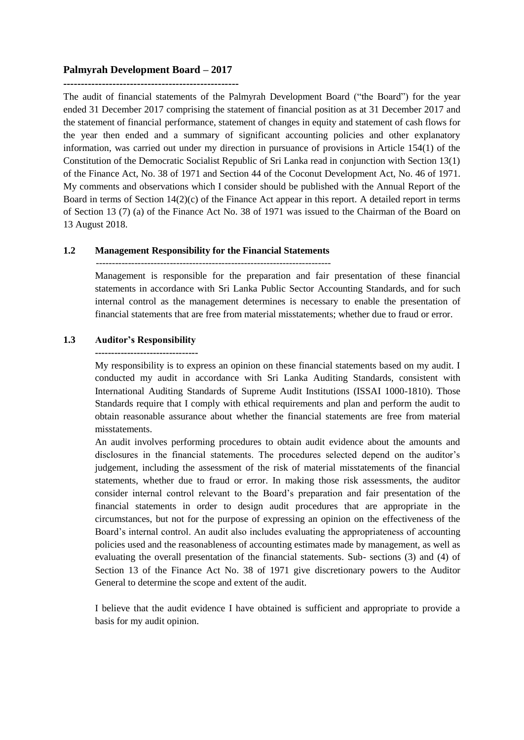## Palmyrah Development Board – 2017

The audit of financial statements of the Palmyrah Development Board ("the Board") for the year ended 31 December 2017 comprising the statement of financial position as at 31 December 2017 and the statement of financial performance, statement of changes in equity and statement of cash flows for the year then ended and a summary of significant accounting policies and other explanatory information, was carried out under my direction in pursuance of provisions in Article 154(1) of the Constitution of the Democratic Socialist Republic of Sri Lanka read in conjunction with Section 13(1) of the Finance Act, No. 38 of 1971 and Section 44 of the Coconut Development Act, No. 46 of 1971. My comments and observations which I consider should be published with the Annual Report of the Board in terms of Section 14(2)(c) of the Finance Act appear in this report. A detailed report in terms of Section 13 (7) (a) of the Finance Act No. 38 of 1971 was issued to the Chairman of the Board on 13 August 2018.

### 1.2 Management Responsibility for the Financial Statements

Management is responsible for the preparation and fair presentation of these financial statements in accordance with Sri Lanka Public Sector Accounting Standards, and for such internal control as the management determines is necessary to enable the presentation of financial statements that are free from material misstatements; whether due to fraud or error.

### 1.3 Auditor's Responsibility

My responsibility is to express an opinion on these financial statements based on my audit. I conducted my audit in accordance with Sri Lanka Auditing Standards, consistent with International Auditing Standards of Supreme Audit Institutions (ISSAI 1000-1810). Those Standards require that I comply with ethical requirements and plan and perform the audit to obtain reasonable assurance about whether the financial statements are free from material misstatements.

An audit involves performing procedures to obtain audit evidence about the amounts and disclosures in the financial statements. The procedures selected depend on the auditor's judgement, including the assessment of the risk of material misstatements of the financial statements, whether due to fraud or error. In making those risk assessments, the auditor consider internal control relevant to the Board's preparation and fair presentation of the financial statements in order to design audit procedures that are appropriate in the circumstances, but not for the purpose of expressing an opinion on the effectiveness of the Board's internal control. An audit also includes evaluating the appropriateness of accounting policies used and the reasonableness of accounting estimates made by management, as well as evaluating the overall presentation of the financial statements. Sub- sections (3) and (4) of Section 13 of the Finance Act No. 38 of 1971 give discretionary powers to the Auditor General to determine the scope and extent of the audit.

I believe that the audit evidence I have obtained is sufficient and appropriate to provide a basis for my audit opinion.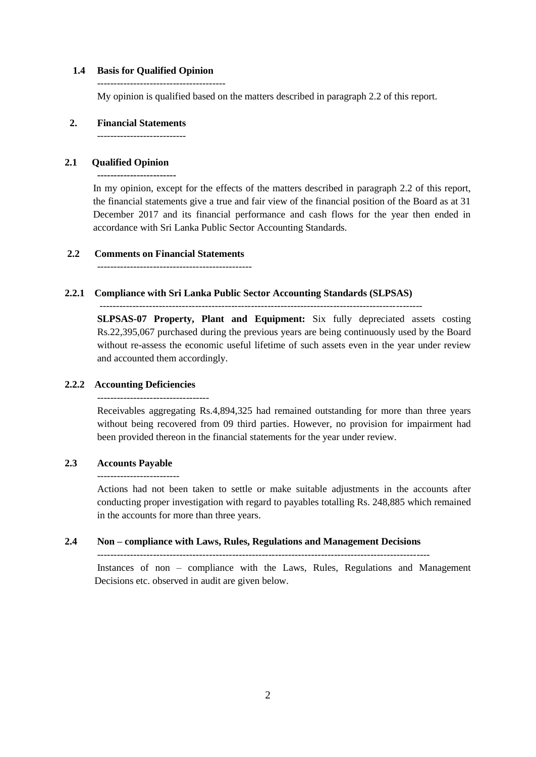### 1.4 Basis for Qualified Opinion

My opinion is qualified based on the matters described in paragraph 2.2 of this report.

## 2. Financial Statements

### 2.1 Qualified Opinion

In my opinion, except for the effects of the matters described in paragraph 2.2 of this report, the financial statements give a true and fair view of the financial position of the Board as at 31 December 2017 and its financial performance and cash flows for the year then ended in accordance with Sri Lanka Public Sector Accounting Standards.

### 2.2 Comments on Financial Statements

#### 2.2.1 Compliance with Sri Lanka Public Sector Accounting Standards (SLPSAS)

**SLPSAS-07 Property, Plant and Equipment:** Six fully depreciated assets costing Rs.22,395,067 purchased during the previous years are being continuously used by the Board without re-assess the economic useful lifetime of such assets even in the year under review and accounted them accordingly.

#### 2.2.2 Accounting Deficiencies

Receivables aggregating Rs.4,894,325 had remained outstanding for more than three years without being recovered from 09 third parties. However, no provision for impairment had been provided thereon in the financial statements for the year under review.

### 2.3 Accounts Payable

Actions had not been taken to settle or make suitable adjustments in the accounts after conducting proper investigation with regard to payables totalling Rs. 248,885 which remained in the accounts for more than three years.

### 2.4 Non – compliance with Laws, Rules, Regulations and Management Decisions

Instances of non – compliance with the Laws, Rules, Regulations and Management Decisions etc. observed in audit are given below.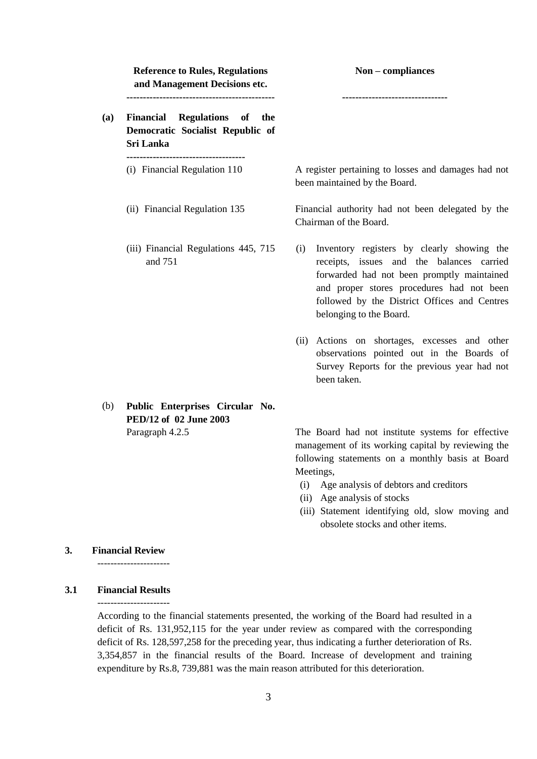| | Reference to Rules, Regulations and Management Decisions etc. | Non – compliances |
|---|---|---|
| **(a)** | **Financial Regulations of the Democratic Socialist Republic of Sri Lanka** | |
| | (i) Financial Regulation 110 | A register pertaining to losses and damages had not been maintained by the Board. |
| | (ii) Financial Regulation 135 | Financial authority had not been delegated by the Chairman of the Board. |
| | (iii) Financial Regulations 445, 715 and 751 | (i) Inventory registers by clearly showing the receipts, issues and the balances carried forwarded had not been promptly maintained and proper stores procedures had not been followed by the District Offices and Centres belonging to the Board.<br><br>(ii) Actions on shortages, excesses and other observations pointed out in the Boards of Survey Reports for the previous year had not been taken. |
| (b) | **Public Enterprises Circular No. PED/12 of 02 June 2003**<br>Paragraph 4.2.5 | The Board had not institute systems for effective management of its working capital by reviewing the following statements on a monthly basis at Board Meetings,<br>(i) Age analysis of debtors and creditors<br>(ii) Age analysis of stocks<br>(iii) Statement identifying old, slow moving and obsolete stocks and other items. |

## 3. Financial Review

### 3.1 Financial Results

According to the financial statements presented, the working of the Board had resulted in a deficit of Rs. 131,952,115 for the year under review as compared with the corresponding deficit of Rs. 128,597,258 for the preceding year, thus indicating a further deterioration of Rs. 3,354,857 in the financial results of the Board. Increase of development and training expenditure by Rs.8, 739,881 was the main reason attributed for this deterioration.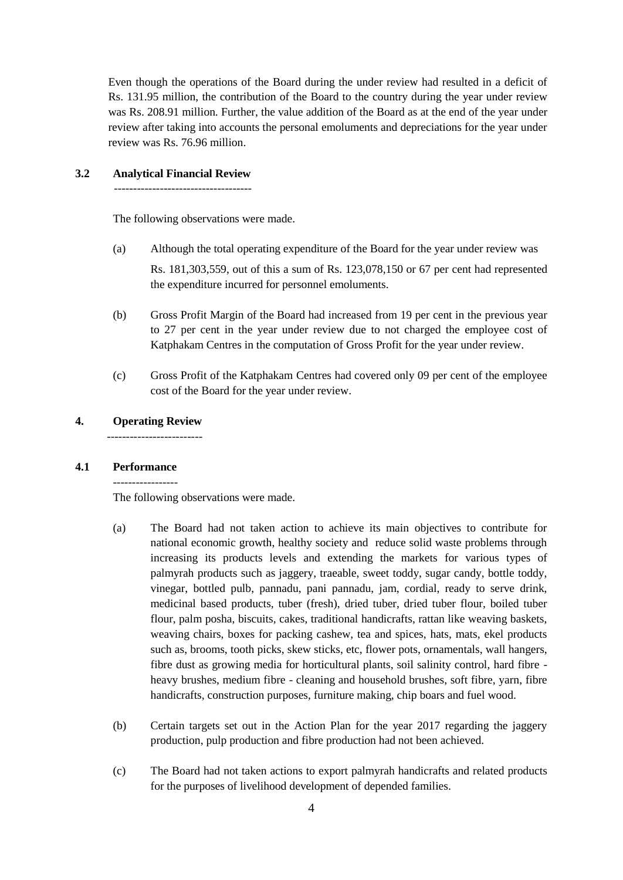Even though the operations of the Board during the under review had resulted in a deficit of Rs. 131.95 million, the contribution of the Board to the country during the year under review was Rs. 208.91 million. Further, the value addition of the Board as at the end of the year under review after taking into accounts the personal emoluments and depreciations for the year under review was Rs. 76.96 million.

### 3.2 Analytical Financial Review

The following observations were made.

(a) Although the total operating expenditure of the Board for the year under review was Rs. 181,303,559, out of this a sum of Rs. 123,078,150 or 67 per cent had represented the expenditure incurred for personnel emoluments.

(b) Gross Profit Margin of the Board had increased from 19 per cent in the previous year to 27 per cent in the year under review due to not charged the employee cost of Katphakam Centres in the computation of Gross Profit for the year under review.

(c) Gross Profit of the Katphakam Centres had covered only 09 per cent of the employee cost of the Board for the year under review.

## 4. Operating Review

### 4.1 Performance

The following observations were made.

(a) The Board had not taken action to achieve its main objectives to contribute for national economic growth, healthy society and reduce solid waste problems through increasing its products levels and extending the markets for various types of palmyrah products such as jaggery, traeable, sweet toddy, sugar candy, bottle toddy, vinegar, bottled pulb, pannadu, pani pannadu, jam, cordial, ready to serve drink, medicinal based products, tuber (fresh), dried tuber, dried tuber flour, boiled tuber flour, palm posha, biscuits, cakes, traditional handicrafts, rattan like weaving baskets, weaving chairs, boxes for packing cashew, tea and spices, hats, mats, ekel products such as, brooms, tooth picks, skew sticks, etc, flower pots, ornamentals, wall hangers, fibre dust as growing media for horticultural plants, soil salinity control, hard fibre - heavy brushes, medium fibre - cleaning and household brushes, soft fibre, yarn, fibre handicrafts, construction purposes, furniture making, chip boars and fuel wood.

(b) Certain targets set out in the Action Plan for the year 2017 regarding the jaggery production, pulp production and fibre production had not been achieved.

(c) The Board had not taken actions to export palmyrah handicrafts and related products for the purposes of livelihood development of depended families.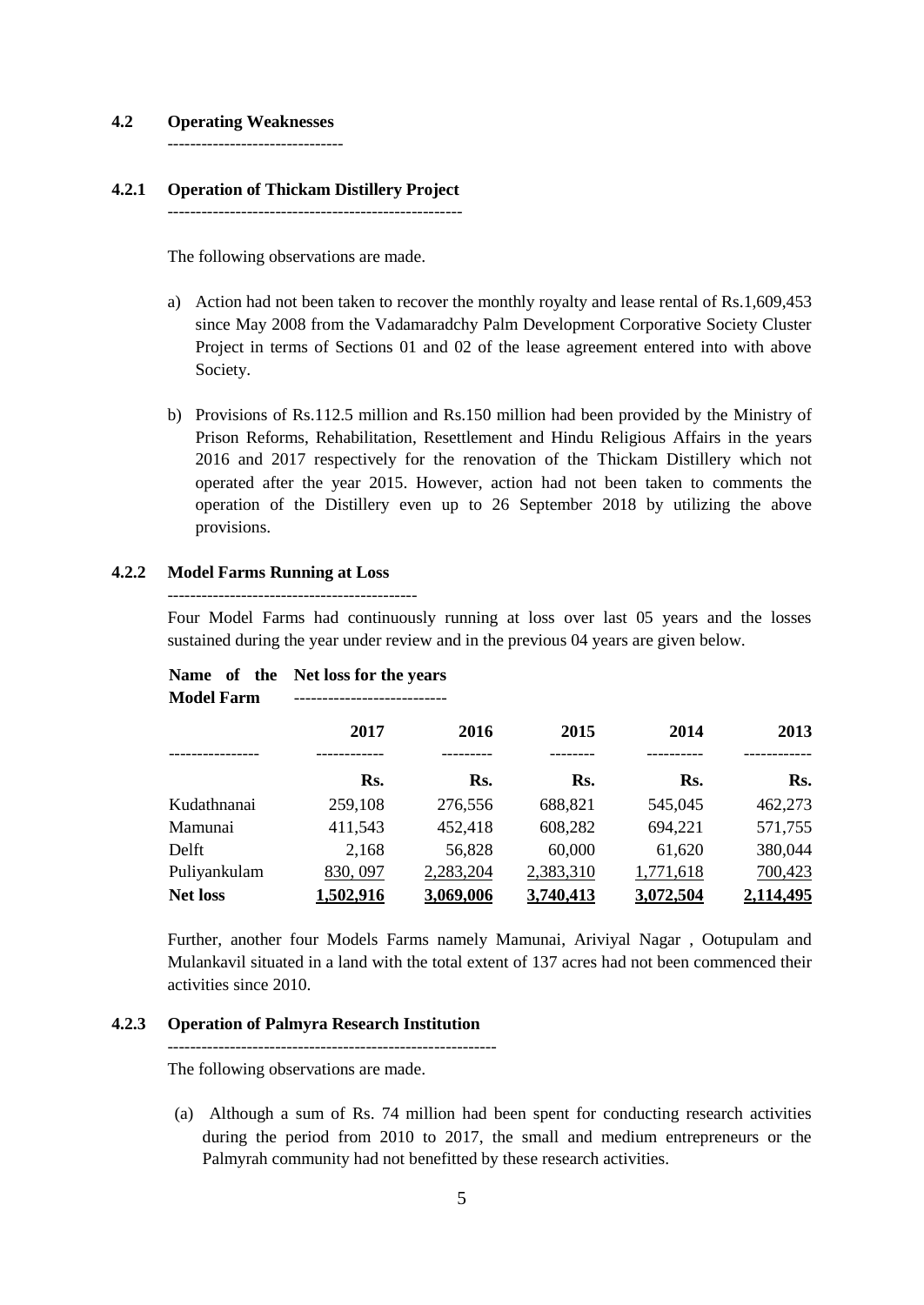### 4.2 Operating Weaknesses

#### 4.2.1 Operation of Thickam Distillery Project

The following observations are made.

a) Action had not been taken to recover the monthly royalty and lease rental of Rs.1,609,453 since May 2008 from the Vadamaradchy Palm Development Corporative Society Cluster Project in terms of Sections 01 and 02 of the lease agreement entered into with above Society.

b) Provisions of Rs.112.5 million and Rs.150 million had been provided by the Ministry of Prison Reforms, Rehabilitation, Resettlement and Hindu Religious Affairs in the years 2016 and 2017 respectively for the renovation of the Thickam Distillery which not operated after the year 2015. However, action had not been taken to comments the operation of the Distillery even up to 26 September 2018 by utilizing the above provisions.

#### 4.2.2 Model Farms Running at Loss

Four Model Farms had continuously running at loss over last 05 years and the losses sustained during the year under review and in the previous 04 years are given below.

| Name of the Model Farm | Net loss for the years | | | | |
|---|---|---|---|---|---|
| | 2017 | 2016 | 2015 | 2014 | 2013 |
| | Rs. | Rs. | Rs. | Rs. | Rs. |
| Kudathnanai | 259,108 | 276,556 | 688,821 | 545,045 | 462,273 |
| Mamunai | 411,543 | 452,418 | 608,282 | 694,221 | 571,755 |
| Delft | 2,168 | 56,828 | 60,000 | 61,620 | 380,044 |
| Puliyankulam | 830, 097 | 2,283,204 | 2,383,310 | 1,771,618 | 700,423 |
| **Net loss** | **1,502,916** | **3,069,006** | **3,740,413** | **3,072,504** | **2,114,495** |

Further, another four Models Farms namely Mamunai, Ariviyal Nagar , Ootupulam and Mulankavil situated in a land with the total extent of 137 acres had not been commenced their activities since 2010.

#### 4.2.3 Operation of Palmyra Research Institution

The following observations are made.

(a) Although a sum of Rs. 74 million had been spent for conducting research activities during the period from 2010 to 2017, the small and medium entrepreneurs or the Palmyrah community had not benefitted by these research activities.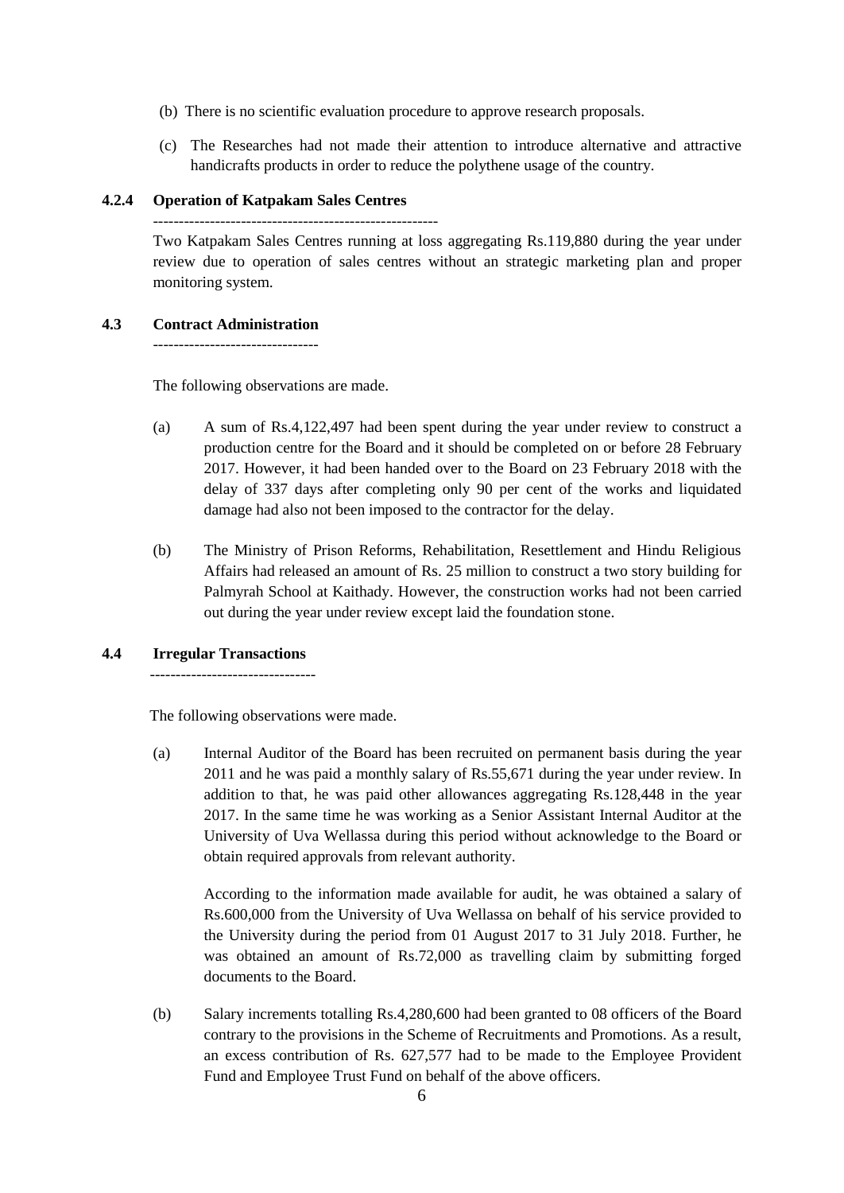(b) There is no scientific evaluation procedure to approve research proposals.

(c) The Researches had not made their attention to introduce alternative and attractive handicrafts products in order to reduce the polythene usage of the country.

#### 4.2.4 Operation of Katpakam Sales Centres

Two Katpakam Sales Centres running at loss aggregating Rs.119,880 during the year under review due to operation of sales centres without an strategic marketing plan and proper monitoring system.

### 4.3 Contract Administration

The following observations are made.

(a) A sum of Rs.4,122,497 had been spent during the year under review to construct a production centre for the Board and it should be completed on or before 28 February 2017. However, it had been handed over to the Board on 23 February 2018 with the delay of 337 days after completing only 90 per cent of the works and liquidated damage had also not been imposed to the contractor for the delay.

(b) The Ministry of Prison Reforms, Rehabilitation, Resettlement and Hindu Religious Affairs had released an amount of Rs. 25 million to construct a two story building for Palmyrah School at Kaithady. However, the construction works had not been carried out during the year under review except laid the foundation stone.

### 4.4 Irregular Transactions

The following observations were made.

(a) Internal Auditor of the Board has been recruited on permanent basis during the year 2011 and he was paid a monthly salary of Rs.55,671 during the year under review. In addition to that, he was paid other allowances aggregating Rs.128,448 in the year 2017. In the same time he was working as a Senior Assistant Internal Auditor at the University of Uva Wellassa during this period without acknowledge to the Board or obtain required approvals from relevant authority.

According to the information made available for audit, he was obtained a salary of Rs.600,000 from the University of Uva Wellassa on behalf of his service provided to the University during the period from 01 August 2017 to 31 July 2018. Further, he was obtained an amount of Rs.72,000 as travelling claim by submitting forged documents to the Board.

(b) Salary increments totalling Rs.4,280,600 had been granted to 08 officers of the Board contrary to the provisions in the Scheme of Recruitments and Promotions. As a result, an excess contribution of Rs. 627,577 had to be made to the Employee Provident Fund and Employee Trust Fund on behalf of the above officers.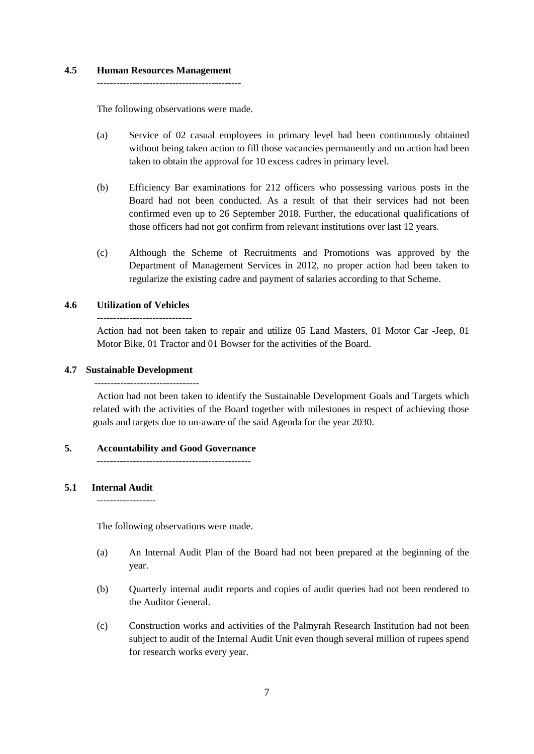### 4.5 Human Resources Management

The following observations were made.

(a) Service of 02 casual employees in primary level had been continuously obtained without being taken action to fill those vacancies permanently and no action had been taken to obtain the approval for 10 excess cadres in primary level.

(b) Efficiency Bar examinations for 212 officers who possessing various posts in the Board had not been conducted. As a result of that their services had not been confirmed even up to 26 September 2018. Further, the educational qualifications of those officers had not got confirm from relevant institutions over last 12 years.

(c) Although the Scheme of Recruitments and Promotions was approved by the Department of Management Services in 2012, no proper action had been taken to regularize the existing cadre and payment of salaries according to that Scheme.

### 4.6 Utilization of Vehicles

Action had not been taken to repair and utilize 05 Land Masters, 01 Motor Car -Jeep, 01 Motor Bike, 01 Tractor and 01 Bowser for the activities of the Board.

### 4.7 Sustainable Development

Action had not been taken to identify the Sustainable Development Goals and Targets which related with the activities of the Board together with milestones in respect of achieving those goals and targets due to un-aware of the said Agenda for the year 2030.

## 5. Accountability and Good Governance

### 5.1 Internal Audit

The following observations were made.

(a) An Internal Audit Plan of the Board had not been prepared at the beginning of the year.

(b) Quarterly internal audit reports and copies of audit queries had not been rendered to the Auditor General.

(c) Construction works and activities of the Palmyrah Research Institution had not been subject to audit of the Internal Audit Unit even though several million of rupees spend for research works every year.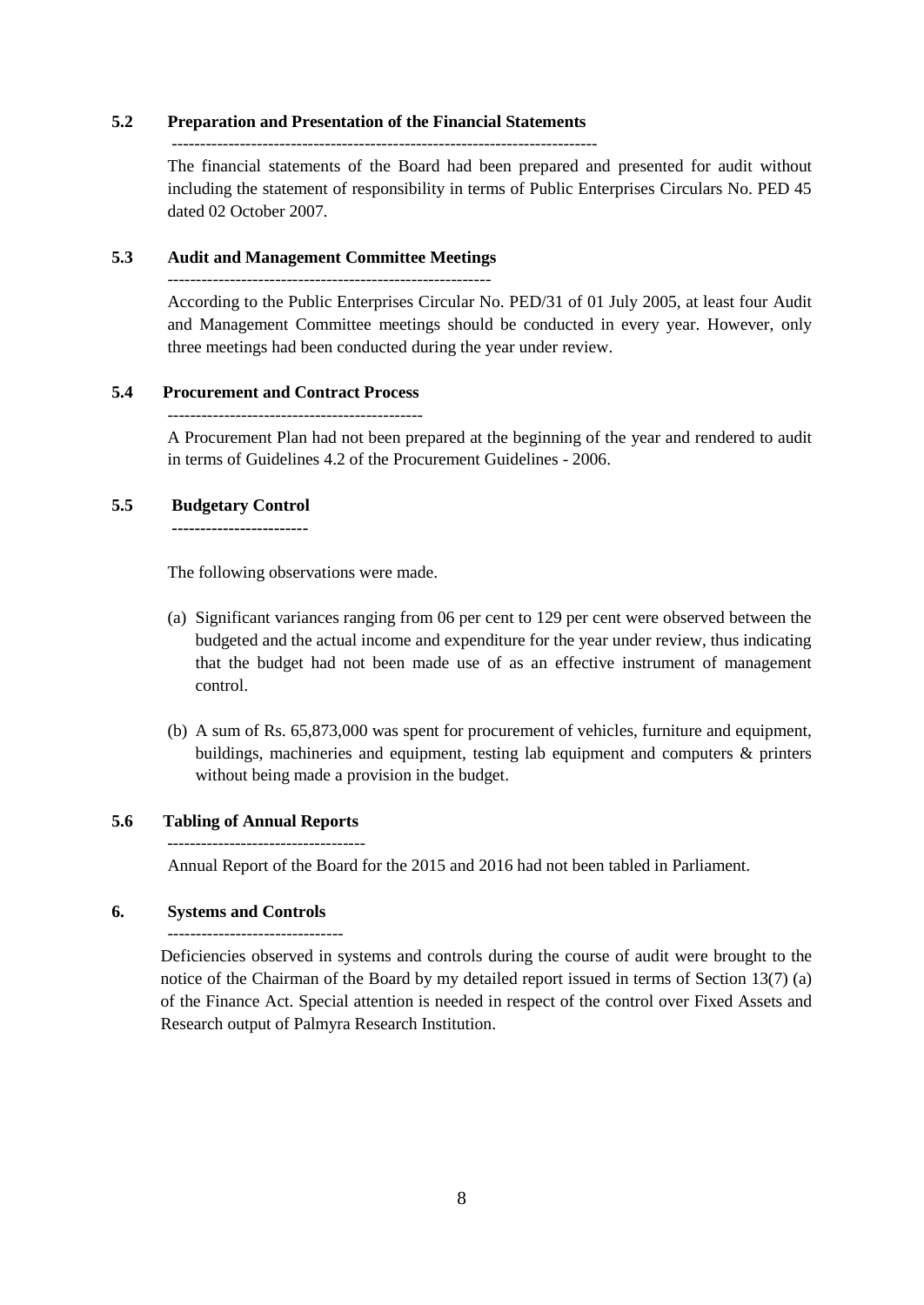### 5.2 Preparation and Presentation of the Financial Statements

The financial statements of the Board had been prepared and presented for audit without including the statement of responsibility in terms of Public Enterprises Circulars No. PED 45 dated 02 October 2007.

### 5.3 Audit and Management Committee Meetings

According to the Public Enterprises Circular No. PED/31 of 01 July 2005, at least four Audit and Management Committee meetings should be conducted in every year. However, only three meetings had been conducted during the year under review.

### 5.4 Procurement and Contract Process

A Procurement Plan had not been prepared at the beginning of the year and rendered to audit in terms of Guidelines 4.2 of the Procurement Guidelines - 2006.

### 5.5 Budgetary Control

The following observations were made.

(a) Significant variances ranging from 06 per cent to 129 per cent were observed between the budgeted and the actual income and expenditure for the year under review, thus indicating that the budget had not been made use of as an effective instrument of management control.

(b) A sum of Rs. 65,873,000 was spent for procurement of vehicles, furniture and equipment, buildings, machineries and equipment, testing lab equipment and computers & printers without being made a provision in the budget.

### 5.6 Tabling of Annual Reports

Annual Report of the Board for the 2015 and 2016 had not been tabled in Parliament.

## 6. Systems and Controls

Deficiencies observed in systems and controls during the course of audit were brought to the notice of the Chairman of the Board by my detailed report issued in terms of Section 13(7) (a) of the Finance Act. Special attention is needed in respect of the control over Fixed Assets and Research output of Palmyra Research Institution.